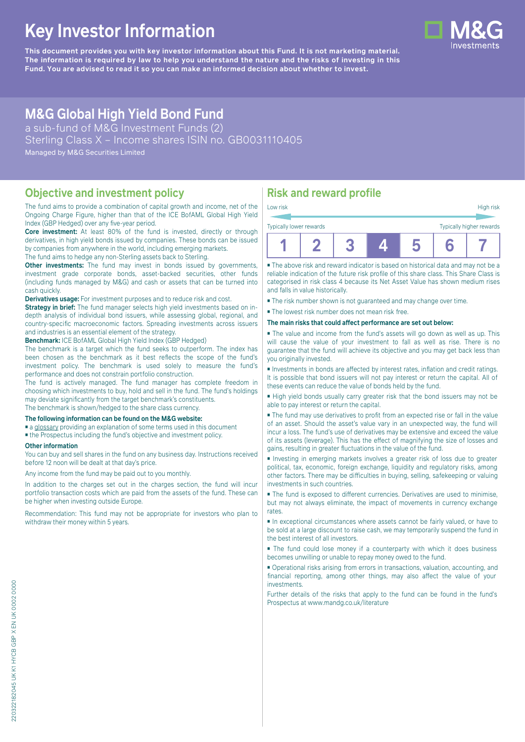# Key Investor Information

**This document provides you with key investor information about this Fund. It is not marketing material. The information is required by law to help you understand the nature and the risks of investing in this Fund. You are advised to read it so you can make an informed decision about whether to invest.**

## M&G Global High Yield Bond Fund

a sub-fund of M&G Investment Funds (2)
Sterling Class X – Income shares ISIN no. GB0031110405
Managed by M&G Securities Limited

## Objective and investment policy

The fund aims to provide a combination of capital growth and income, net of the Ongoing Charge Figure, higher than that of the ICE BofAML Global High Yield Index (GBP Hedged) over any five-year period.

**Core investment:** At least 80% of the fund is invested, directly or through derivatives, in high yield bonds issued by companies. These bonds can be issued by companies from anywhere in the world, including emerging markets.

The fund aims to hedge any non-Sterling assets back to Sterling.

**Other investments:** The fund may invest in bonds issued by governments, investment grade corporate bonds, asset-backed securities, other funds (including funds managed by M&G) and cash or assets that can be turned into cash quickly.

**Derivatives usage:** For investment purposes and to reduce risk and cost.

**Strategy in brief:** The fund manager selects high yield investments based on in-depth analysis of individual bond issuers, while assessing global, regional, and country-specific macroeconomic factors. Spreading investments across issuers and industries is an essential element of the strategy.

**Benchmark:** ICE BofAML Global High Yield Index (GBP Hedged)

The benchmark is a target which the fund seeks to outperform. The index has been chosen as the benchmark as it best reflects the scope of the fund's investment policy. The benchmark is used solely to measure the fund's performance and does not constrain portfolio construction.

The fund is actively managed. The fund manager has complete freedom in choosing which investments to buy, hold and sell in the fund. The fund's holdings may deviate significantly from the target benchmark's constituents.

The benchmark is shown/hedged to the share class currency.

**The following information can be found on the M&G website:**

- a glossary providing an explanation of some terms used in this document
- the Prospectus including the fund's objective and investment policy.

**Other information**

You can buy and sell shares in the fund on any business day. Instructions received before 12 noon will be dealt at that day's price.

Any income from the fund may be paid out to you monthly.

In addition to the charges set out in the charges section, the fund will incur portfolio transaction costs which are paid from the assets of the fund. These can be higher when investing outside Europe.

Recommendation: This fund may not be appropriate for investors who plan to withdraw their money within 5 years.

## Risk and reward profile

Low risk — High risk

Typically lower rewards — Typically higher rewards

| 1 | 2 | 3 | **4** | 5 | 6 | 7 |
|---|---|---|---|---|---|---|

- The above risk and reward indicator is based on historical data and may not be a reliable indication of the future risk profile of this share class. This Share Class is categorised in risk class 4 because its Net Asset Value has shown medium rises and falls in value historically.
- The risk number shown is not guaranteed and may change over time.
- The lowest risk number does not mean risk free.

**The main risks that could affect performance are set out below:**

- The value and income from the fund's assets will go down as well as up. This will cause the value of your investment to fall as well as rise. There is no guarantee that the fund will achieve its objective and you may get back less than you originally invested.
- Investments in bonds are affected by interest rates, inflation and credit ratings. It is possible that bond issuers will not pay interest or return the capital. All of these events can reduce the value of bonds held by the fund.
- High yield bonds usually carry greater risk that the bond issuers may not be able to pay interest or return the capital.
- The fund may use derivatives to profit from an expected rise or fall in the value of an asset. Should the asset's value vary in an unexpected way, the fund will incur a loss. The fund's use of derivatives may be extensive and exceed the value of its assets (leverage). This has the effect of magnifying the size of losses and gains, resulting in greater fluctuations in the value of the fund.
- Investing in emerging markets involves a greater risk of loss due to greater political, tax, economic, foreign exchange, liquidity and regulatory risks, among other factors. There may be difficulties in buying, selling, safekeeping or valuing investments in such countries.
- The fund is exposed to different currencies. Derivatives are used to minimise, but may not always eliminate, the impact of movements in currency exchange rates.
- In exceptional circumstances where assets cannot be fairly valued, or have to be sold at a large discount to raise cash, we may temporarily suspend the fund in the best interest of all investors.
- The fund could lose money if a counterparty with which it does business becomes unwilling or unable to repay money owed to the fund.
- Operational risks arising from errors in transactions, valuation, accounting, and financial reporting, among other things, may also affect the value of your investments.

Further details of the risks that apply to the fund can be found in the fund's Prospectus at www.mandg.co.uk/literature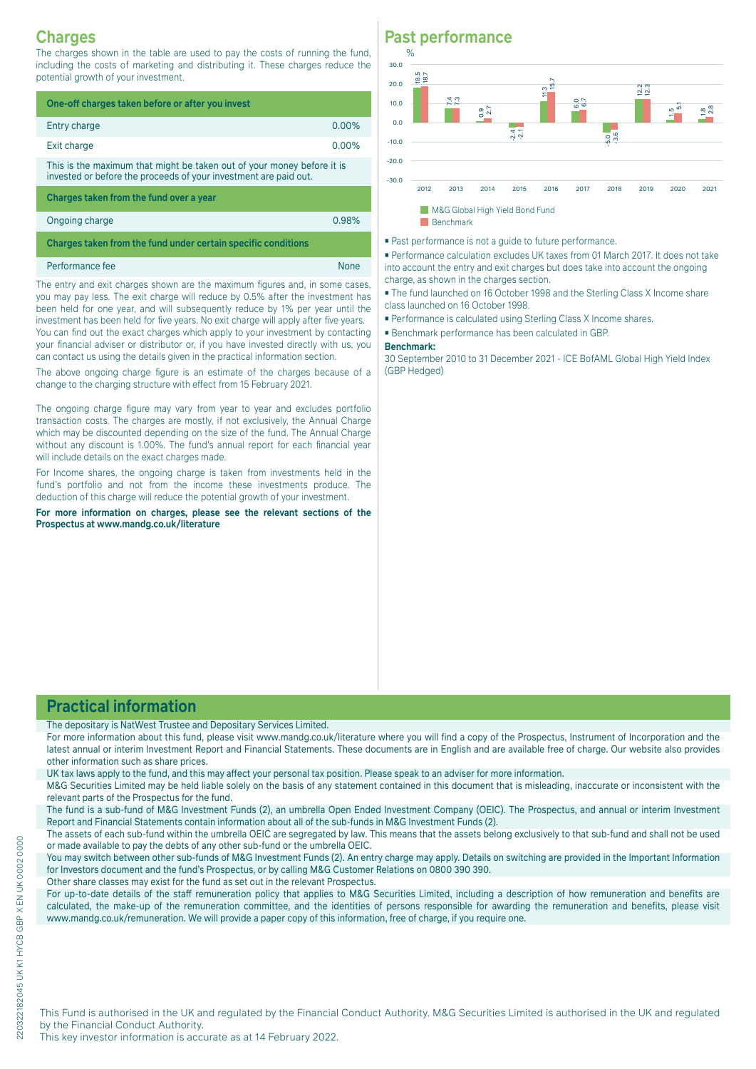## Charges

The charges shown in the table are used to pay the costs of running the fund, including the costs of marketing and distributing it. These charges reduce the potential growth of your investment.

| | |
|---|---|
| **One-off charges taken before or after you invest** | |
| Entry charge | 0.00% |
| Exit charge | 0.00% |
| This is the maximum that might be taken out of your money before it is invested or before the proceeds of your investment are paid out. | |
| **Charges taken from the fund over a year** | |
| Ongoing charge | 0.98% |
| **Charges taken from the fund under certain specific conditions** | |
| Performance fee | None |

The entry and exit charges shown are the maximum figures and, in some cases, you may pay less. The exit charge will reduce by 0.5% after the investment has been held for one year, and will subsequently reduce by 1% per year until the investment has been held for five years. No exit charge will apply after five years. You can find out the exact charges which apply to your investment by contacting your financial adviser or distributor or, if you have invested directly with us, you can contact us using the details given in the practical information section.

The above ongoing charge figure is an estimate of the charges because of a change to the charging structure with effect from 15 February 2021.

The ongoing charge figure may vary from year to year and excludes portfolio transaction costs. The charges are mostly, if not exclusively, the Annual Charge which may be discounted depending on the size of the fund. The Annual Charge without any discount is 1.00%. The fund's annual report for each financial year will include details on the exact charges made.

For Income shares, the ongoing charge is taken from investments held in the fund's portfolio and not from the income these investments produce. The deduction of this charge will reduce the potential growth of your investment.

**For more information on charges, please see the relevant sections of the Prospectus at www.mandg.co.uk/literature**

## Past performance

%
30.0
20.0
10.0
0.0
-10.0
-20.0
-30.0

2012: 18.5, 18.7
2013: 7.4, 7.3
2014: 0.9, 2.7
2015: -2.4, -2.1
2016: 11.3, 15.7
2017: 6.0, 6.7
2018: -5.0, -3.6
2019: 12.2, 12.3
2020: 1.5, 5.1
2021: 1.8, 2.8

M&G Global High Yield Bond Fund
Benchmark

- Past performance is not a guide to future performance.
- Performance calculation excludes UK taxes from 01 March 2017. It does not take into account the entry and exit charges but does take into account the ongoing charge, as shown in the charges section.
- The fund launched on 16 October 1998 and the Sterling Class X Income share class launched on 16 October 1998.
- Performance is calculated using Sterling Class X Income shares.
- Benchmark performance has been calculated in GBP.

**Benchmark:**

30 September 2010 to 31 December 2021 - ICE BofAML Global High Yield Index (GBP Hedged)

## Practical information

The depositary is NatWest Trustee and Depositary Services Limited.

For more information about this fund, please visit www.mandg.co.uk/literature where you will find a copy of the Prospectus, Instrument of Incorporation and the latest annual or interim Investment Report and Financial Statements. These documents are in English and are available free of charge. Our website also provides other information such as share prices.

UK tax laws apply to the fund, and this may affect your personal tax position. Please speak to an adviser for more information.

M&G Securities Limited may be held liable solely on the basis of any statement contained in this document that is misleading, inaccurate or inconsistent with the relevant parts of the Prospectus for the fund.

The fund is a sub-fund of M&G Investment Funds (2), an umbrella Open Ended Investment Company (OEIC). The Prospectus, and annual or interim Investment Report and Financial Statements contain information about all of the sub-funds in M&G Investment Funds (2).

The assets of each sub-fund within the umbrella OEIC are segregated by law. This means that the assets belong exclusively to that sub-fund and shall not be used or made available to pay the debts of any other sub-fund or the umbrella OEIC.

You may switch between other sub-funds of M&G Investment Funds (2). An entry charge may apply. Details on switching are provided in the Important Information for Investors document and the fund's Prospectus, or by calling M&G Customer Relations on 0800 390 390.

Other share classes may exist for the fund as set out in the relevant Prospectus.

For up-to-date details of the staff remuneration policy that applies to M&G Securities Limited, including a description of how remuneration and benefits are calculated, the make-up of the remuneration committee, and the identities of persons responsible for awarding the remuneration and benefits, please visit www.mandg.co.uk/remuneration. We will provide a paper copy of this information, free of charge, if you require one.

This Fund is authorised in the UK and regulated by the Financial Conduct Authority. M&G Securities Limited is authorised in the UK and regulated by the Financial Conduct Authority.
This key investor information is accurate as at 14 February 2022.

220322182045 UK K1 HYCB GBP X EN UK 0002 0000